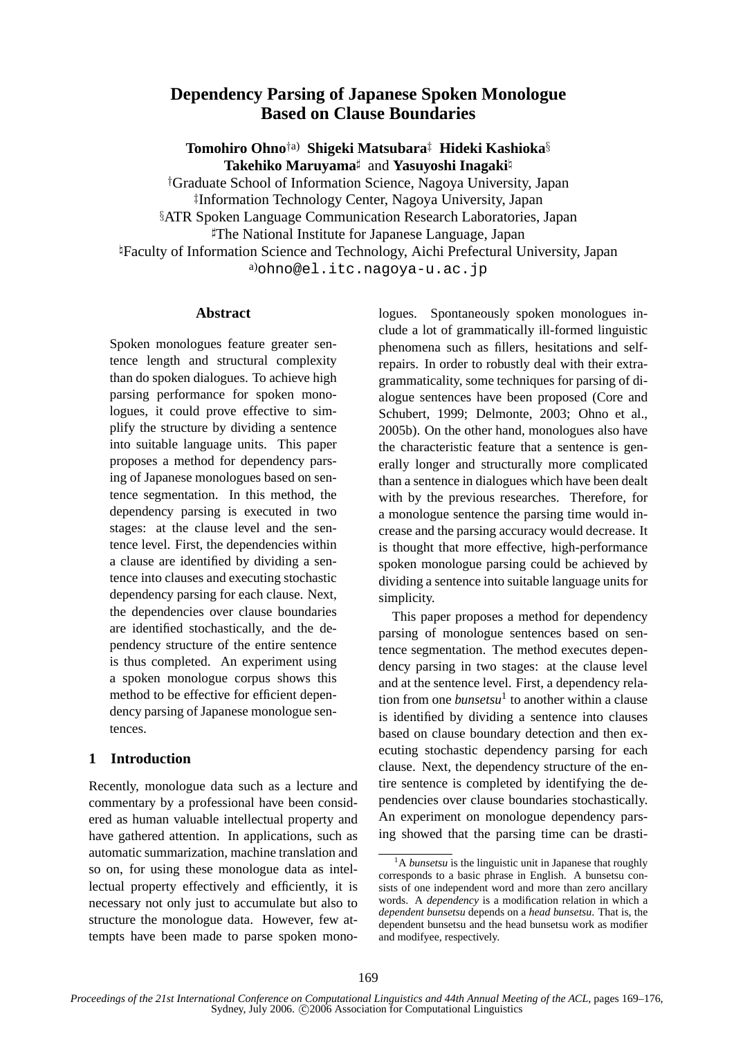# Dependency Parsing of Japanese Spoken Monologue Based on Clause Boundaries

**Tomohiro Ohno**[†a)] **Shigeki Matsubara**[‡] **Hideki Kashioka**[§]
**Takehiko Maruyama**[♯] and **Yasuyoshi Inagaki**[♮]

[†]Graduate School of Information Science, Nagoya University, Japan
[‡]Information Technology Center, Nagoya University, Japan
[§]ATR Spoken Language Communication Research Laboratories, Japan
[♯]The National Institute for Japanese Language, Japan
[♮]Faculty of Information Science and Technology, Aichi Prefectural University, Japan
[a)]ohno@el.itc.nagoya-u.ac.jp

## Abstract

Spoken monologues feature greater sentence length and structural complexity than do spoken dialogues. To achieve high parsing performance for spoken monologues, it could prove effective to simplify the structure by dividing a sentence into suitable language units. This paper proposes a method for dependency parsing of Japanese monologues based on sentence segmentation. In this method, the dependency parsing is executed in two stages: at the clause level and the sentence level. First, the dependencies within a clause are identified by dividing a sentence into clauses and executing stochastic dependency parsing for each clause. Next, the dependencies over clause boundaries are identified stochastically, and the dependency structure of the entire sentence is thus completed. An experiment using a spoken monologue corpus shows this method to be effective for efficient dependency parsing of Japanese monologue sentences.

## 1 Introduction

Recently, monologue data such as a lecture and commentary by a professional have been considered as human valuable intellectual property and have gathered attention. In applications, such as automatic summarization, machine translation and so on, for using these monologue data as intellectual property effectively and efficiently, it is necessary not only just to accumulate but also to structure the monologue data. However, few attempts have been made to parse spoken monologues. Spontaneously spoken monologues include a lot of grammatically ill-formed linguistic phenomena such as fillers, hesitations and self-repairs. In order to robustly deal with their extragrammaticality, some techniques for parsing of dialogue sentences have been proposed (Core and Schubert, 1999; Delmonte, 2003; Ohno et al., 2005b). On the other hand, monologues also have the characteristic feature that a sentence is generally longer and structurally more complicated than a sentence in dialogues which have been dealt with by the previous researches. Therefore, for a monologue sentence the parsing time would increase and the parsing accuracy would decrease. It is thought that more effective, high-performance spoken monologue parsing could be achieved by dividing a sentence into suitable language units for simplicity.

This paper proposes a method for dependency parsing of monologue sentences based on sentence segmentation. The method executes dependency parsing in two stages: at the clause level and at the sentence level. First, a dependency relation from one *bunsetsu*[1] to another within a clause is identified by dividing a sentence into clauses based on clause boundary detection and then executing stochastic dependency parsing for each clause. Next, the dependency structure of the entire sentence is completed by identifying the dependencies over clause boundaries stochastically. An experiment on monologue dependency parsing showed that the parsing time can be drasti-

[1]A *bunsetsu* is the linguistic unit in Japanese that roughly corresponds to a basic phrase in English. A bunsetsu consists of one independent word and more than zero ancillary words. A *dependency* is a modification relation in which a *dependent bunsetsu* depends on a *head bunsetsu*. That is, the dependent bunsetsu and the head bunsetsu work as modifier and modifyee, respectively.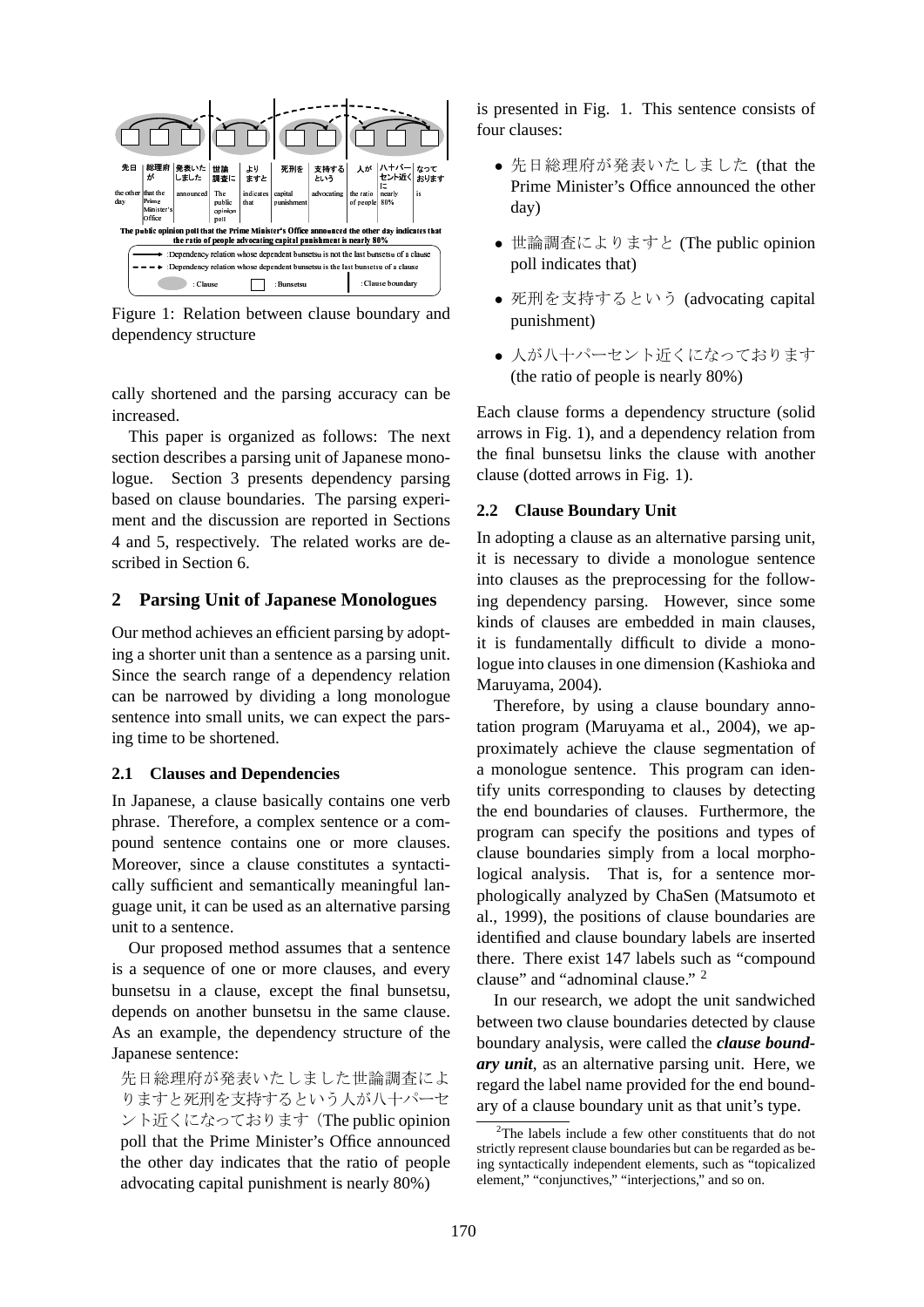Figure 1: Relation between clause boundary and dependency structure

cally shortened and the parsing accuracy can be increased.

This paper is organized as follows: The next section describes a parsing unit of Japanese monologue. Section 3 presents dependency parsing based on clause boundaries. The parsing experiment and the discussion are reported in Sections 4 and 5, respectively. The related works are described in Section 6.

## 2 Parsing Unit of Japanese Monologues

Our method achieves an efficient parsing by adopting a shorter unit than a sentence as a parsing unit. Since the search range of a dependency relation can be narrowed by dividing a long monologue sentence into small units, we can expect the parsing time to be shortened.

### 2.1 Clauses and Dependencies

In Japanese, a clause basically contains one verb phrase. Therefore, a complex sentence or a compound sentence contains one or more clauses. Moreover, since a clause constitutes a syntactically sufficient and semantically meaningful language unit, it can be used as an alternative parsing unit to a sentence.

Our proposed method assumes that a sentence is a sequence of one or more clauses, and every bunsetsu in a clause, except the final bunsetsu, depends on another bunsetsu in the same clause. As an example, the dependency structure of the Japanese sentence:

先日総理府が発表いたしました世論調査によりますと死刑を支持するという人が八十パーセント近くになっております（The public opinion poll that the Prime Minister's Office announced the other day indicates that the ratio of people advocating capital punishment is nearly 80%)

is presented in Fig. 1. This sentence consists of four clauses:

- 先日総理府が発表いたしました (that the Prime Minister's Office announced the other day)
- 世論調査によりますと (The public opinion poll indicates that)
- 死刑を支持するという (advocating capital punishment)
- 人が八十パーセント近くになっております (the ratio of people is nearly 80%)

Each clause forms a dependency structure (solid arrows in Fig. 1), and a dependency relation from the final bunsetsu links the clause with another clause (dotted arrows in Fig. 1).

### 2.2 Clause Boundary Unit

In adopting a clause as an alternative parsing unit, it is necessary to divide a monologue sentence into clauses as the preprocessing for the following dependency parsing. However, since some kinds of clauses are embedded in main clauses, it is fundamentally difficult to divide a monologue into clauses in one dimension (Kashioka and Maruyama, 2004).

Therefore, by using a clause boundary annotation program (Maruyama et al., 2004), we approximately achieve the clause segmentation of a monologue sentence. This program can identify units corresponding to clauses by detecting the end boundaries of clauses. Furthermore, the program can specify the positions and types of clause boundaries simply from a local morphological analysis. That is, for a sentence morphologically analyzed by ChaSen (Matsumoto et al., 1999), the positions of clause boundaries are identified and clause boundary labels are inserted there. There exist 147 labels such as "compound clause" and "adnominal clause." [2]

In our research, we adopt the unit sandwiched between two clause boundaries detected by clause boundary analysis, were called the ***clause boundary unit***, as an alternative parsing unit. Here, we regard the label name provided for the end boundary of a clause boundary unit as that unit's type.

[2] The labels include a few other constituents that do not strictly represent clause boundaries but can be regarded as being syntactically independent elements, such as "topicalized element," "conjunctives," "interjections," and so on.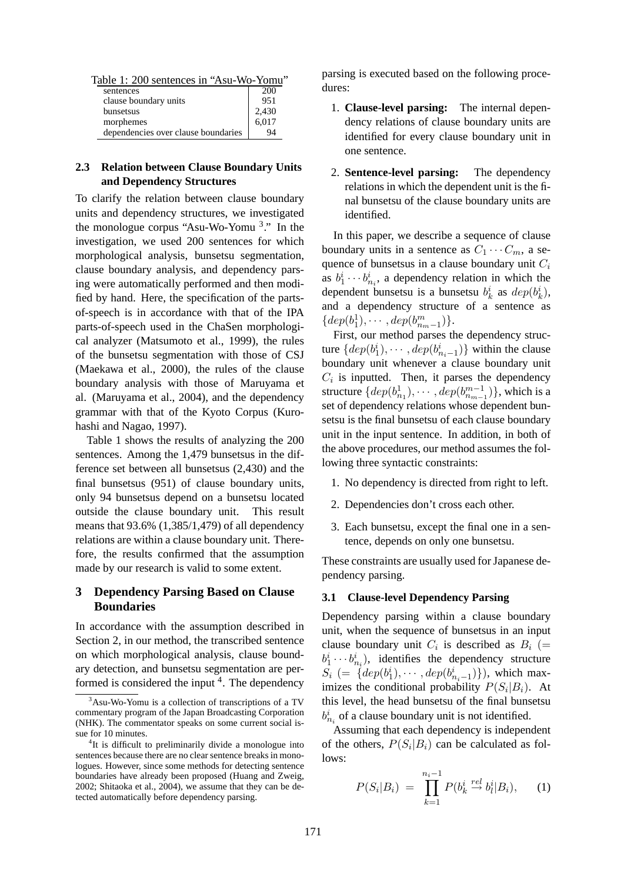Table 1: 200 sentences in "Asu-Wo-Yomu"

| | |
|---|---|
| sentences | 200 |
| clause boundary units | 951 |
| bunsetsus | 2,430 |
| morphemes | 6,017 |
| dependencies over clause boundaries | 94 |

### 2.3 Relation between Clause Boundary Units and Dependency Structures

To clarify the relation between clause boundary units and dependency structures, we investigated the monologue corpus "Asu-Wo-Yomu [3]." In the investigation, we used 200 sentences for which morphological analysis, bunsetsu segmentation, clause boundary analysis, and dependency parsing were automatically performed and then modified by hand. Here, the specification of the parts-of-speech is in accordance with that of the IPA parts-of-speech used in the ChaSen morphological analyzer (Matsumoto et al., 1999), the rules of the bunsetsu segmentation with those of CSJ (Maekawa et al., 2000), the rules of the clause boundary analysis with those of Maruyama et al. (Maruyama et al., 2004), and the dependency grammar with that of the Kyoto Corpus (Kurohashi and Nagao, 1997).

Table 1 shows the results of analyzing the 200 sentences. Among the 1,479 bunsetsus in the difference set between all bunsetsus (2,430) and the final bunsetsus (951) of clause boundary units, only 94 bunsetsus depend on a bunsetsu located outside the clause boundary unit. This result means that 93.6% (1,385/1,479) of all dependency relations are within a clause boundary unit. Therefore, the results confirmed that the assumption made by our research is valid to some extent.

## 3 Dependency Parsing Based on Clause Boundaries

In accordance with the assumption described in Section 2, in our method, the transcribed sentence on which morphological analysis, clause boundary detection, and bunsetsu segmentation are performed is considered the input [4]. The dependency parsing is executed based on the following procedures:

1. **Clause-level parsing:** The internal dependency relations of clause boundary units are identified for every clause boundary unit in one sentence.
2. **Sentence-level parsing:** The dependency relations in which the dependent unit is the final bunsetsu of the clause boundary units are identified.

In this paper, we describe a sequence of clause boundary units in a sentence as $C_1 \cdots C_m$, a sequence of bunsetsus in a clause boundary unit $C_i$ as $b_1^i \cdots b_{n_i}^i$, a dependency relation in which the dependent bunsetsu is a bunsetsu $b_k^i$ as $dep(b_k^i)$, and a dependency structure of a sentence as $\{dep(b_1^1), \cdots, dep(b_{n_m-1}^m)\}$.

First, our method parses the dependency structure $\{dep(b_1^i), \cdots, dep(b_{n_i-1}^i)\}$ within the clause boundary unit whenever a clause boundary unit $C_i$ is inputted. Then, it parses the dependency structure $\{dep(b_{n_1}^1), \cdots, dep(b_{n_{m-1}}^{m-1})\}$, which is a set of dependency relations whose dependent bunsetsu is the final bunsetsu of each clause boundary unit in the input sentence. In addition, in both of the above procedures, our method assumes the following three syntactic constraints:

1. No dependency is directed from right to left.
2. Dependencies don't cross each other.
3. Each bunsetsu, except the final one in a sentence, depends on only one bunsetsu.

These constraints are usually used for Japanese dependency parsing.

### 3.1 Clause-level Dependency Parsing

Dependency parsing within a clause boundary unit, when the sequence of bunsetsus in an input clause boundary unit $C_i$ is described as $B_i$ ($= b_1^i \cdots b_{n_i}^i$), identifies the dependency structure $S_i$ ($= \{dep(b_1^i), \cdots, dep(b_{n_i-1}^i)\}$), which maximizes the conditional probability $P(S_i|B_i)$. At this level, the head bunsetsu of the final bunsetsu $b_{n_i}^i$ of a clause boundary unit is not identified.

Assuming that each dependency is independent of the others, $P(S_i|B_i)$ can be calculated as follows:

$$P(S_i|B_i) = \prod_{k=1}^{n_i-1} P(b_k^i \stackrel{rel}{\rightarrow} b_l^i|B_i), \qquad (1)$$

[3] Asu-Wo-Yomu is a collection of transcriptions of a TV commentary program of the Japan Broadcasting Corporation (NHK). The commentator speaks on some current social issue for 10 minutes.

[4] It is difficult to preliminarily divide a monologue into sentences because there are no clear sentence breaks in monologues. However, since some methods for detecting sentence boundaries have already been proposed (Huang and Zweig, 2002; Shitaoka et al., 2004), we assume that they can be detected automatically before dependency parsing.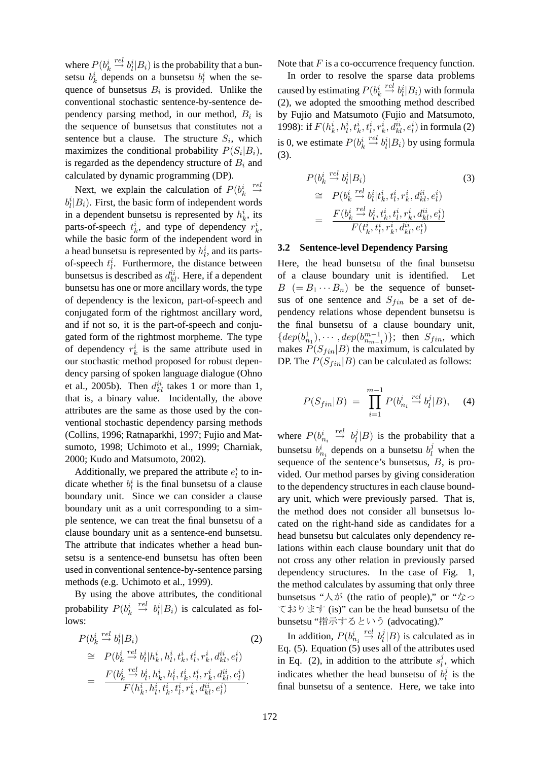where $P(b^i_k \overset{rel}{\rightarrow} b^i_l|B_i)$ is the probability that a bunsetsu $b^i_k$ depends on a bunsetsu $b^i_l$ when the sequence of bunsetsus $B_i$ is provided. Unlike the conventional stochastic sentence-by-sentence dependency parsing method, in our method, $B_i$ is the sequence of bunsetsus that constitutes not a sentence but a clause. The structure $S_i$, which maximizes the conditional probability $P(S_i|B_i)$, is regarded as the dependency structure of $B_i$ and calculated by dynamic programming (DP).

Next, we explain the calculation of $P(b^i_k \overset{rel}{\rightarrow} b^i_l|B_i)$. First, the basic form of independent words in a dependent bunsetsu is represented by $h^i_k$, its parts-of-speech $t^i_k$, and type of dependency $r^i_k$, while the basic form of the independent word in a head bunsetsu is represented by $h^i_l$, and its parts-of-speech $t^i_l$. Furthermore, the distance between bunsetsus is described as $d^{ii}_{kl}$. Here, if a dependent bunsetsu has one or more ancillary words, the type of dependency is the lexicon, part-of-speech and conjugated form of the rightmost ancillary word, and if not so, it is the part-of-speech and conjugated form of the rightmost morpheme. The type of dependency $r^i_k$ is the same attribute used in our stochastic method proposed for robust dependency parsing of spoken language dialogue (Ohno et al., 2005b). Then $d^{ii}_{kl}$ takes 1 or more than 1, that is, a binary value. Incidentally, the above attributes are the same as those used by the conventional stochastic dependency parsing methods (Collins, 1996; Ratnaparkhi, 1997; Fujio and Matsumoto, 1998; Uchimoto et al., 1999; Charniak, 2000; Kudo and Matsumoto, 2002).

Additionally, we prepared the attribute $e^i_l$ to indicate whether $b^i_l$ is the final bunsetsu of a clause boundary unit. Since we can consider a clause boundary unit as a unit corresponding to a simple sentence, we can treat the final bunsetsu of a clause boundary unit as a sentence-end bunsetsu. The attribute that indicates whether a head bunsetsu is a sentence-end bunsetsu has often been used in conventional sentence-by-sentence parsing methods (e.g. Uchimoto et al., 1999).

By using the above attributes, the conditional probability $P(b^i_k \overset{rel}{\rightarrow} b^i_l|B_i)$ is calculated as follows:

$$
\begin{aligned}
& P(b^i_k \overset{rel}{\rightarrow} b^i_l|B_i) \qquad (2) \\
\cong\ & P(b^i_k \overset{rel}{\rightarrow} b^i_l|h^i_k, h^i_l, t^i_k, t^i_l, r^i_k, d^{ii}_{kl}, e^i_l) \\
=\ & \frac{F(b^i_k \overset{rel}{\rightarrow} b^i_l, h^i_k, h^i_l, t^i_k, t^i_l, r^i_k, d^{ii}_{kl}, e^i_l)}{F(h^i_k, h^i_l, t^i_k, t^i_l, r^i_k, d^{ii}_{kl}, e^i_l)}.
\end{aligned}
$$

Note that $F$ is a co-occurrence frequency function.

In order to resolve the sparse data problems caused by estimating $P(b^i_k \overset{rel}{\rightarrow} b^i_l|B_i)$ with formula (2), we adopted the smoothing method described by Fujio and Matsumoto (Fujio and Matsumoto, 1998): if $F(h^i_k, h^i_l, t^i_k, t^i_l, r^i_k, d^{ii}_{kl}, e^i_l)$ in formula (2) is 0, we estimate $P(b^i_k \overset{rel}{\rightarrow} b^i_l|B_i)$ by using formula (3).

$$
\begin{aligned}
& P(b^i_k \overset{rel}{\rightarrow} b^i_l|B_i) \qquad (3) \\
\cong\ & P(b^i_k \overset{rel}{\rightarrow} b^i_l|t^i_k, t^i_l, r^i_k, d^{ii}_{kl}, e^i_l) \\
=\ & \frac{F(b^i_k \overset{rel}{\rightarrow} b^i_l, t^i_k, t^i_l, r^i_k, d^{ii}_{kl}, e^i_l)}{F(t^i_k, t^i_l, r^i_k, d^{ii}_{kl}, e^i_l)}
\end{aligned}
$$

### 3.2 Sentence-level Dependency Parsing

Here, the head bunsetsu of the final bunsetsu of a clause boundary unit is identified. Let $B\ (= B_1 \cdots B_n)$ be the sequence of bunsetsus of one sentence and $S_{fin}$ be a set of dependency relations whose dependent bunsetsu is the final bunsetsu of a clause boundary unit, $\{dep(b^1_{n_1}), \cdots, dep(b^{m-1}_{n_{m-1}})\}$; then $S_{fin}$, which makes $P(S_{fin}|B)$ the maximum, is calculated by DP. The $P(S_{fin}|B)$ can be calculated as follows:

$$
P(S_{fin}|B) = \prod_{i=1}^{m-1} P(b^i_{n_i} \overset{rel}{\rightarrow} b^j_l|B), \qquad (4)
$$

where $P(b^i_{n_i} \overset{rel}{\rightarrow} b^j_l|B)$ is the probability that a bunsetsu $b^i_{n_i}$ depends on a bunsetsu $b^j_l$ when the sequence of the sentence's bunsetsus, $B$, is provided. Our method parses by giving consideration to the dependency structures in each clause boundary unit, which were previously parsed. That is, the method does not consider all bunsetsus located on the right-hand side as candidates for a head bunsetsu but calculates only dependency relations within each clause boundary unit that do not cross any other relation in previously parsed dependency structures. In the case of Fig. 1, the method calculates by assuming that only three bunsetsus "人が (the ratio of people)," or "なっております (is)" can be the head bunsetsu of the bunsetsu "指示するという (advocating)."

In addition, $P(b^i_{n_i} \overset{rel}{\rightarrow} b^j_l|B)$ is calculated as in Eq. (5). Equation (5) uses all of the attributes used in Eq. (2), in addition to the attribute $s^j_l$, which indicates whether the head bunsetsu of $b^j_l$ is the final bunsetsu of a sentence. Here, we take into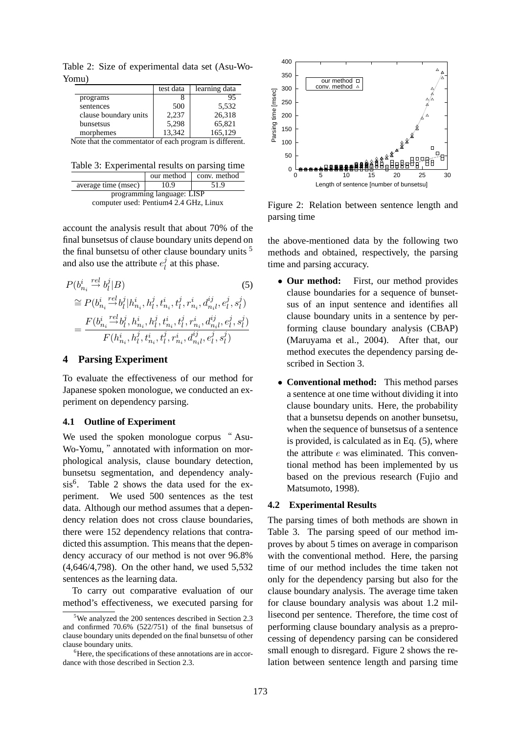Table 2: Size of experimental data set (Asu-Wo-Yomu)

| | test data | learning data |
|---|---|---|
| programs | 8 | 95 |
| sentences | 500 | 5,532 |
| clause boundary units | 2,237 | 26,318 |
| bunsetsus | 5,298 | 65,821 |
| morphemes | 13,342 | 165,129 |

Note that the commentator of each program is different.

Table 3: Experimental results on parsing time

| | our method | conv. method |
|---|---|---|
| average time (msec) | 10.9 | 51.9 |

programming language: LISP
computer used: Pentium4 2.4 GHz, Linux

account the analysis result that about 70% of the final bunsetsus of clause boundary units depend on the final bunsetsu of other clause boundary units [5] and also use the attribute $e_l^j$ at this phase.

$$
\begin{aligned}
&P(b_{n_i}^i \xrightarrow{rel} b_l^j | B) \qquad (5)\\
&\cong P(b_{n_i}^i \xrightarrow{rel} b_l^j | h_{n_i}^i, h_l^j, t_{n_i}^i, t_l^j, r_{n_i}^i, d_{n_i l}^{ij}, e_l^j, s_l^j)\\
&= \frac{F(b_{n_i}^i \xrightarrow{rel} b_l^j, h_{n_i}^i, h_l^j, t_{n_i}^i, t_l^j, r_{n_i}^i, d_{n_i l}^{ij}, e_l^j, s_l^j)}{F(h_{n_i}^i, h_l^j, t_{n_i}^i, t_l^j, r_{n_i}^i, d_{n_i l}^{ij}, e_l^j, s_l^j)}
\end{aligned}
$$

## 4 Parsing Experiment

To evaluate the effectiveness of our method for Japanese spoken monologue, we conducted an experiment on dependency parsing.

### 4.1 Outline of Experiment

We used the spoken monologue corpus " Asu-Wo-Yomu, " annotated with information on morphological analysis, clause boundary detection, bunsetsu segmentation, and dependency analysis[6]. Table 2 shows the data used for the experiment. We used 500 sentences as the test data. Although our method assumes that a dependency relation does not cross clause boundaries, there were 152 dependency relations that contradicted this assumption. This means that the dependency accuracy of our method is not over 96.8% (4,646/4,798). On the other hand, we used 5,532 sentences as the learning data.

To carry out comparative evaluation of our method's effectiveness, we executed parsing for the above-mentioned data by the following two methods and obtained, respectively, the parsing time and parsing accuracy.

- **Our method:** First, our method provides clause boundaries for a sequence of bunsetsus of an input sentence and identifies all clause boundary units in a sentence by performing clause boundary analysis (CBAP) (Maruyama et al., 2004). After that, our method executes the dependency parsing described in Section 3.
- **Conventional method:** This method parses a sentence at one time without dividing it into clause boundary units. Here, the probability that a bunsetsu depends on another bunsetsu, when the sequence of bunsetsus of a sentence is provided, is calculated as in Eq. (5), where the attribute $e$ was eliminated. This conventional method has been implemented by us based on the previous research (Fujio and Matsumoto, 1998).

Figure 2: Relation between sentence length and parsing time

### 4.2 Experimental Results

The parsing times of both methods are shown in Table 3. The parsing speed of our method improves by about 5 times on average in comparison with the conventional method. Here, the parsing time of our method includes the time taken not only for the dependency parsing but also for the clause boundary analysis. The average time taken for clause boundary analysis was about 1.2 millisecond per sentence. Therefore, the time cost of performing clause boundary analysis as a preprocessing of dependency parsing can be considered small enough to disregard. Figure 2 shows the relation between sentence length and parsing time

[5] We analyzed the 200 sentences described in Section 2.3 and confirmed 70.6% (522/751) of the final bunsetsus of clause boundary units depended on the final bunsetsu of other clause boundary units.

[6] Here, the specifications of these annotations are in accordance with those described in Section 2.3.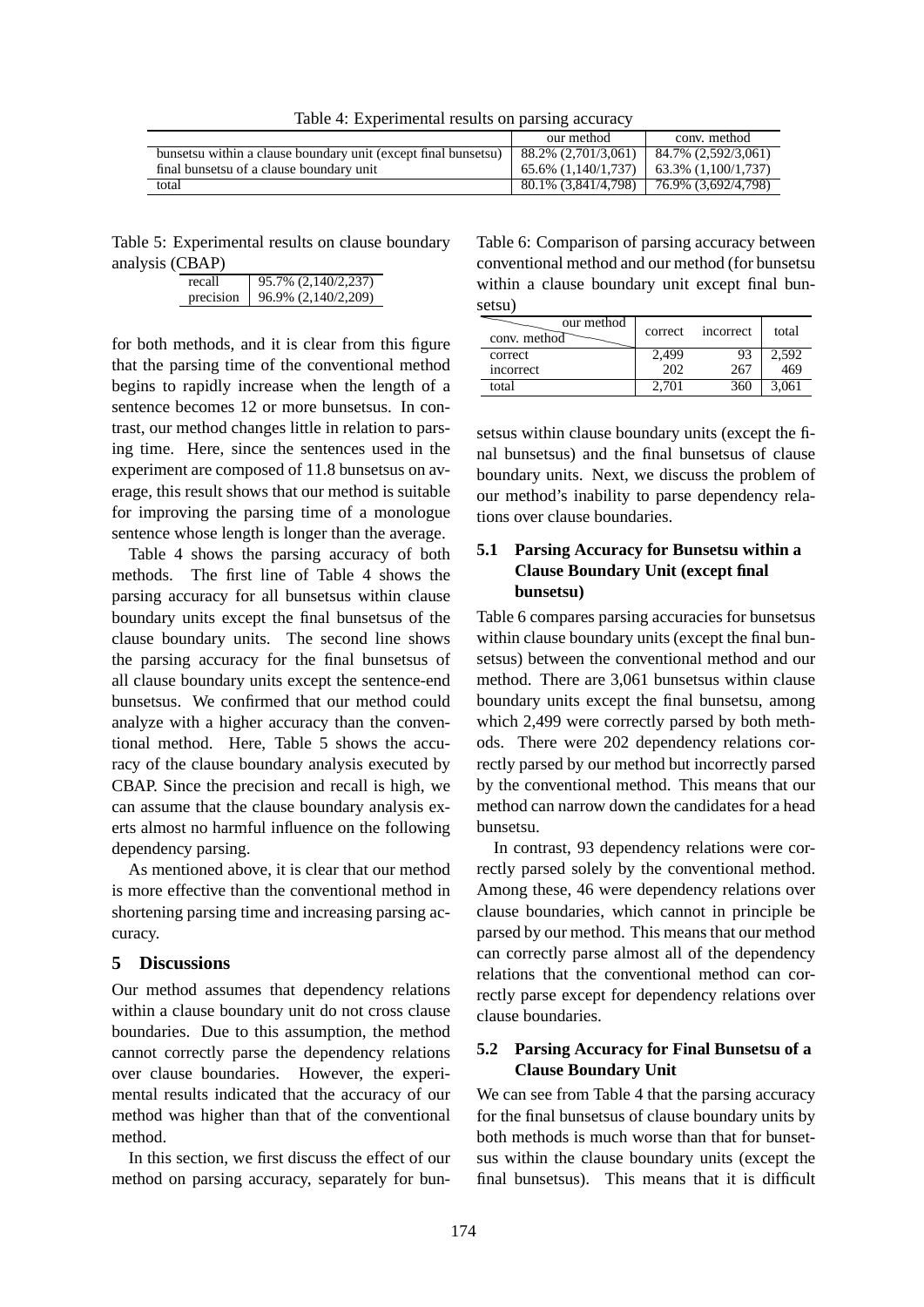Table 4: Experimental results on parsing accuracy

| | our method | conv. method |
|---|---|---|
| bunsetsu within a clause boundary unit (except final bunsetsu) | 88.2% (2,701/3,061) | 84.7% (2,592/3,061) |
| final bunsetsu of a clause boundary unit | 65.6% (1,140/1,737) | 63.3% (1,100/1,737) |
| total | 80.1% (3,841/4,798) | 76.9% (3,692/4,798) |

Table 5: Experimental results on clause boundary analysis (CBAP)

| | |
|---|---|
| recall | 95.7% (2,140/2,237) |
| precision | 96.9% (2,140/2,209) |

for both methods, and it is clear from this figure that the parsing time of the conventional method begins to rapidly increase when the length of a sentence becomes 12 or more bunsetsus. In contrast, our method changes little in relation to parsing time. Here, since the sentences used in the experiment are composed of 11.8 bunsetsus on average, this result shows that our method is suitable for improving the parsing time of a monologue sentence whose length is longer than the average.

Table 4 shows the parsing accuracy of both methods. The first line of Table 4 shows the parsing accuracy for all bunsetsus within clause boundary units except the final bunsetsus of the clause boundary units. The second line shows the parsing accuracy for the final bunsetsus of all clause boundary units except the sentence-end bunsetsus. We confirmed that our method could analyze with a higher accuracy than the conventional method. Here, Table 5 shows the accuracy of the clause boundary analysis executed by CBAP. Since the precision and recall is high, we can assume that the clause boundary analysis exerts almost no harmful influence on the following dependency parsing.

As mentioned above, it is clear that our method is more effective than the conventional method in shortening parsing time and increasing parsing accuracy.

## 5 Discussions

Our method assumes that dependency relations within a clause boundary unit do not cross clause boundaries. Due to this assumption, the method cannot correctly parse the dependency relations over clause boundaries. However, the experimental results indicated that the accuracy of our method was higher than that of the conventional method.

In this section, we first discuss the effect of our method on parsing accuracy, separately for bunsetsus within clause boundary units (except the final bunsetsus) and the final bunsetsus of clause boundary units. Next, we discuss the problem of our method's inability to parse dependency relations over clause boundaries.

Table 6: Comparison of parsing accuracy between conventional method and our method (for bunsetsu within a clause boundary unit except final bunsetsu)

| conv. method \ our method | correct | incorrect | total |
|---|---|---|---|
| correct | 2,499 | 93 | 2,592 |
| incorrect | 202 | 267 | 469 |
| total | 2,701 | 360 | 3,061 |

### 5.1 Parsing Accuracy for Bunsetsu within a Clause Boundary Unit (except final bunsetsu)

Table 6 compares parsing accuracies for bunsetsus within clause boundary units (except the final bunsetsus) between the conventional method and our method. There are 3,061 bunsetsus within clause boundary units except the final bunsetsu, among which 2,499 were correctly parsed by both methods. There were 202 dependency relations correctly parsed by our method but incorrectly parsed by the conventional method. This means that our method can narrow down the candidates for a head bunsetsu.

In contrast, 93 dependency relations were correctly parsed solely by the conventional method. Among these, 46 were dependency relations over clause boundaries, which cannot in principle be parsed by our method. This means that our method can correctly parse almost all of the dependency relations that the conventional method can correctly parse except for dependency relations over clause boundaries.

### 5.2 Parsing Accuracy for Final Bunsetsu of a Clause Boundary Unit

We can see from Table 4 that the parsing accuracy for the final bunsetsus of clause boundary units by both methods is much worse than that for bunsetsus within the clause boundary units (except the final bunsetsus). This means that it is difficult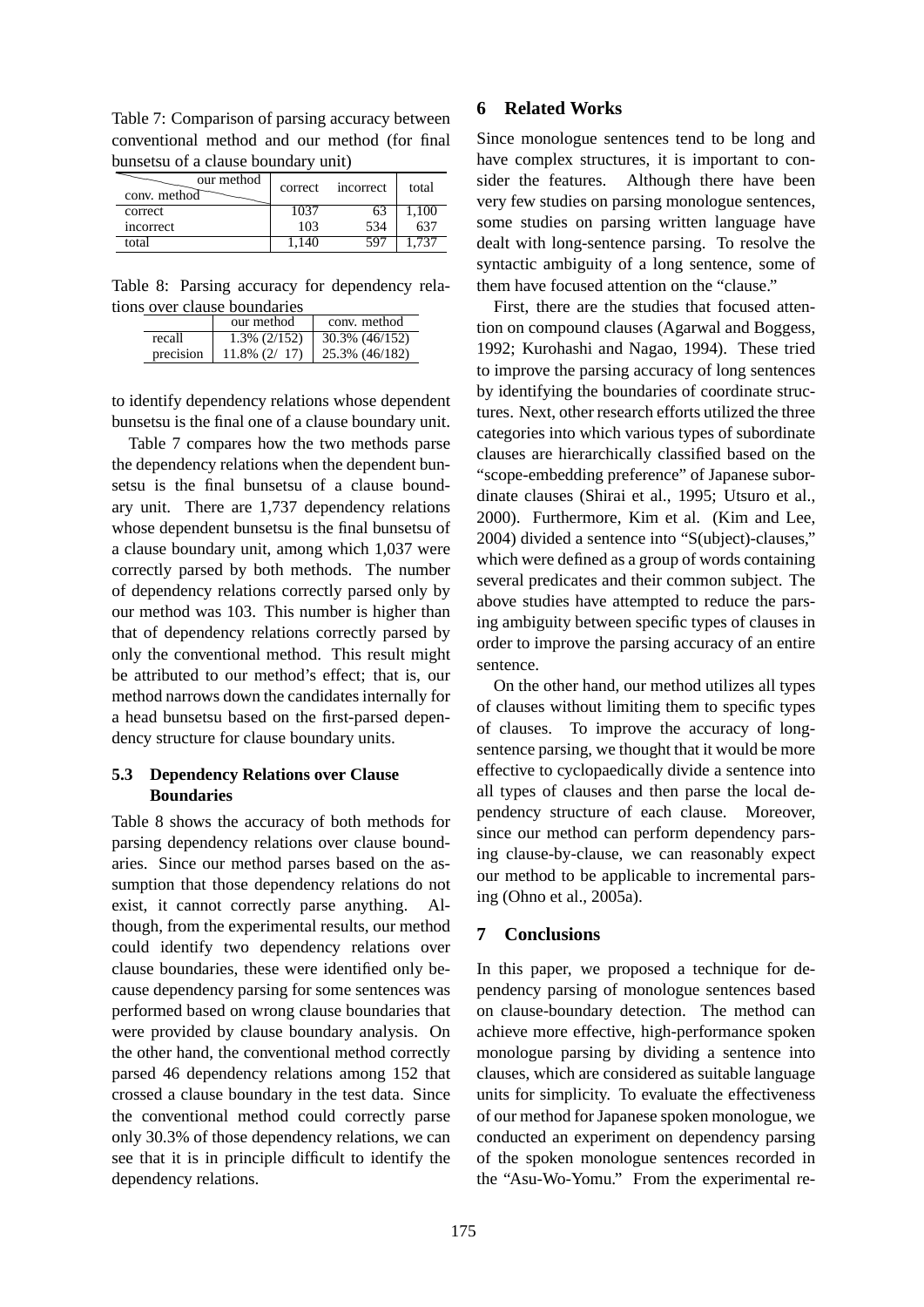Table 7: Comparison of parsing accuracy between conventional method and our method (for final bunsetsu of a clause boundary unit)

| conv. method \ our method | correct | incorrect | total |
|---|---|---|---|
| correct | 1037 | 63 | 1,100 |
| incorrect | 103 | 534 | 637 |
| total | 1,140 | 597 | 1,737 |

Table 8: Parsing accuracy for dependency relations over clause boundaries

| | our method | conv. method |
|---|---|---|
| recall | 1.3% (2/152) | 30.3% (46/152) |
| precision | 11.8% (2/ 17) | 25.3% (46/182) |

to identify dependency relations whose dependent bunsetsu is the final one of a clause boundary unit.

Table 7 compares how the two methods parse the dependency relations when the dependent bunsetsu is the final bunsetsu of a clause boundary unit. There are 1,737 dependency relations whose dependent bunsetsu is the final bunsetsu of a clause boundary unit, among which 1,037 were correctly parsed by both methods. The number of dependency relations correctly parsed only by our method was 103. This number is higher than that of dependency relations correctly parsed by only the conventional method. This result might be attributed to our method's effect; that is, our method narrows down the candidates internally for a head bunsetsu based on the first-parsed dependency structure for clause boundary units.

### 5.3 Dependency Relations over Clause Boundaries

Table 8 shows the accuracy of both methods for parsing dependency relations over clause boundaries. Since our method parses based on the assumption that those dependency relations do not exist, it cannot correctly parse anything. Although, from the experimental results, our method could identify two dependency relations over clause boundaries, these were identified only because dependency parsing for some sentences was performed based on wrong clause boundaries that were provided by clause boundary analysis. On the other hand, the conventional method correctly parsed 46 dependency relations among 152 that crossed a clause boundary in the test data. Since the conventional method could correctly parse only 30.3% of those dependency relations, we can see that it is in principle difficult to identify the dependency relations.

## 6 Related Works

Since monologue sentences tend to be long and have complex structures, it is important to consider the features. Although there have been very few studies on parsing monologue sentences, some studies on parsing written language have dealt with long-sentence parsing. To resolve the syntactic ambiguity of a long sentence, some of them have focused attention on the "clause."

First, there are the studies that focused attention on compound clauses (Agarwal and Boggess, 1992; Kurohashi and Nagao, 1994). These tried to improve the parsing accuracy of long sentences by identifying the boundaries of coordinate structures. Next, other research efforts utilized the three categories into which various types of subordinate clauses are hierarchically classified based on the "scope-embedding preference" of Japanese subordinate clauses (Shirai et al., 1995; Utsuro et al., 2000). Furthermore, Kim et al. (Kim and Lee, 2004) divided a sentence into "S(ubject)-clauses," which were defined as a group of words containing several predicates and their common subject. The above studies have attempted to reduce the parsing ambiguity between specific types of clauses in order to improve the parsing accuracy of an entire sentence.

On the other hand, our method utilizes all types of clauses without limiting them to specific types of clauses. To improve the accuracy of long-sentence parsing, we thought that it would be more effective to cyclopaedically divide a sentence into all types of clauses and then parse the local dependency structure of each clause. Moreover, since our method can perform dependency parsing clause-by-clause, we can reasonably expect our method to be applicable to incremental parsing (Ohno et al., 2005a).

## 7 Conclusions

In this paper, we proposed a technique for dependency parsing of monologue sentences based on clause-boundary detection. The method can achieve more effective, high-performance spoken monologue parsing by dividing a sentence into clauses, which are considered as suitable language units for simplicity. To evaluate the effectiveness of our method for Japanese spoken monologue, we conducted an experiment on dependency parsing of the spoken monologue sentences recorded in the "Asu-Wo-Yomu." From the experimental re-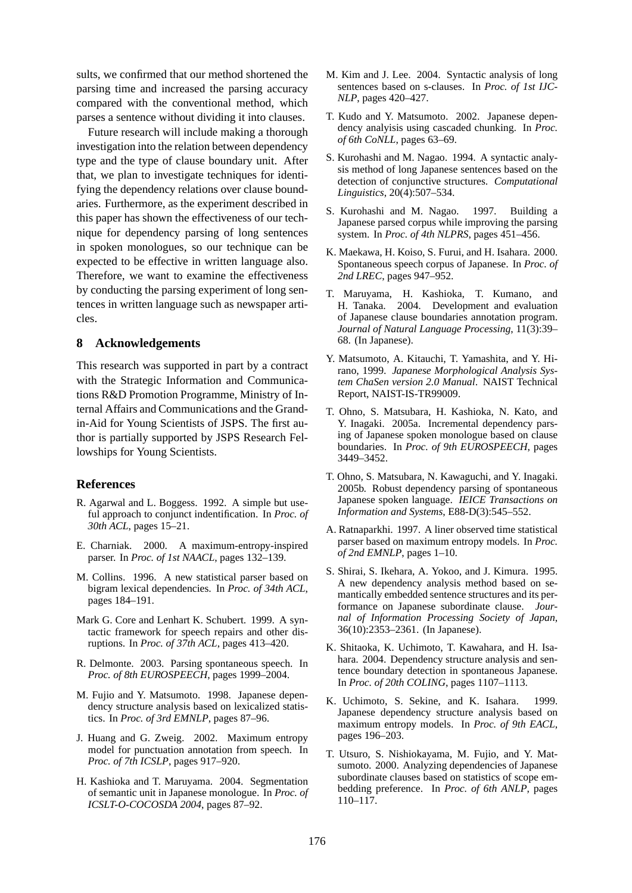sults, we confirmed that our method shortened the parsing time and increased the parsing accuracy compared with the conventional method, which parses a sentence without dividing it into clauses.

Future research will include making a thorough investigation into the relation between dependency type and the type of clause boundary unit. After that, we plan to investigate techniques for identifying the dependency relations over clause boundaries. Furthermore, as the experiment described in this paper has shown the effectiveness of our technique for dependency parsing of long sentences in spoken monologues, so our technique can be expected to be effective in written language also. Therefore, we want to examine the effectiveness by conducting the parsing experiment of long sentences in written language such as newspaper articles.

## 8 Acknowledgements

This research was supported in part by a contract with the Strategic Information and Communications R&D Promotion Programme, Ministry of Internal Affairs and Communications and the Grand-in-Aid for Young Scientists of JSPS. The first author is partially supported by JSPS Research Fellowships for Young Scientists.

## References

R. Agarwal and L. Boggess. 1992. A simple but useful approach to conjunct indentification. In *Proc. of 30th ACL*, pages 15–21.

E. Charniak. 2000. A maximum-entropy-inspired parser. In *Proc. of 1st NAACL*, pages 132–139.

M. Collins. 1996. A new statistical parser based on bigram lexical dependencies. In *Proc. of 34th ACL*, pages 184–191.

Mark G. Core and Lenhart K. Schubert. 1999. A syntactic framework for speech repairs and other disruptions. In *Proc. of 37th ACL*, pages 413–420.

R. Delmonte. 2003. Parsing spontaneous speech. In *Proc. of 8th EUROSPEECH*, pages 1999–2004.

M. Fujio and Y. Matsumoto. 1998. Japanese dependency structure analysis based on lexicalized statistics. In *Proc. of 3rd EMNLP*, pages 87–96.

J. Huang and G. Zweig. 2002. Maximum entropy model for punctuation annotation from speech. In *Proc. of 7th ICSLP*, pages 917–920.

H. Kashioka and T. Maruyama. 2004. Segmentation of semantic unit in Japanese monologue. In *Proc. of ICSLT-O-COCOSDA 2004*, pages 87–92.

M. Kim and J. Lee. 2004. Syntactic analysis of long sentences based on s-clauses. In *Proc. of 1st IJCNLP*, pages 420–427.

T. Kudo and Y. Matsumoto. 2002. Japanese dependency analyisis using cascaded chunking. In *Proc. of 6th CoNLL*, pages 63–69.

S. Kurohashi and M. Nagao. 1994. A syntactic analysis method of long Japanese sentences based on the detection of conjunctive structures. *Computational Linguistics*, 20(4):507–534.

S. Kurohashi and M. Nagao. 1997. Building a Japanese parsed corpus while improving the parsing system. In *Proc. of 4th NLPRS*, pages 451–456.

K. Maekawa, H. Koiso, S. Furui, and H. Isahara. 2000. Spontaneous speech corpus of Japanese. In *Proc. of 2nd LREC*, pages 947–952.

T. Maruyama, H. Kashioka, T. Kumano, and H. Tanaka. 2004. Development and evaluation of Japanese clause boundaries annotation program. *Journal of Natural Language Processing*, 11(3):39–68. (In Japanese).

Y. Matsumoto, A. Kitauchi, T. Yamashita, and Y. Hirano, 1999. *Japanese Morphological Analysis System ChaSen version 2.0 Manual*. NAIST Technical Report, NAIST-IS-TR99009.

T. Ohno, S. Matsubara, H. Kashioka, N. Kato, and Y. Inagaki. 2005a. Incremental dependency parsing of Japanese spoken monologue based on clause boundaries. In *Proc. of 9th EUROSPEECH*, pages 3449–3452.

T. Ohno, S. Matsubara, N. Kawaguchi, and Y. Inagaki. 2005b. Robust dependency parsing of spontaneous Japanese spoken language. *IEICE Transactions on Information and Systems*, E88-D(3):545–552.

A. Ratnaparkhi. 1997. A liner observed time statistical parser based on maximum entropy models. In *Proc. of 2nd EMNLP*, pages 1–10.

S. Shirai, S. Ikehara, A. Yokoo, and J. Kimura. 1995. A new dependency analysis method based on semantically embedded sentence structures and its performance on Japanese subordinate clause. *Journal of Information Processing Society of Japan*, 36(10):2353–2361. (In Japanese).

K. Shitaoka, K. Uchimoto, T. Kawahara, and H. Isahara. 2004. Dependency structure analysis and sentence boundary detection in spontaneous Japanese. In *Proc. of 20th COLING*, pages 1107–1113.

K. Uchimoto, S. Sekine, and K. Isahara. 1999. Japanese dependency structure analysis based on maximum entropy models. In *Proc. of 9th EACL*, pages 196–203.

T. Utsuro, S. Nishiokayama, M. Fujio, and Y. Matsumoto. 2000. Analyzing dependencies of Japanese subordinate clauses based on statistics of scope embedding preference. In *Proc. of 6th ANLP*, pages 110–117.